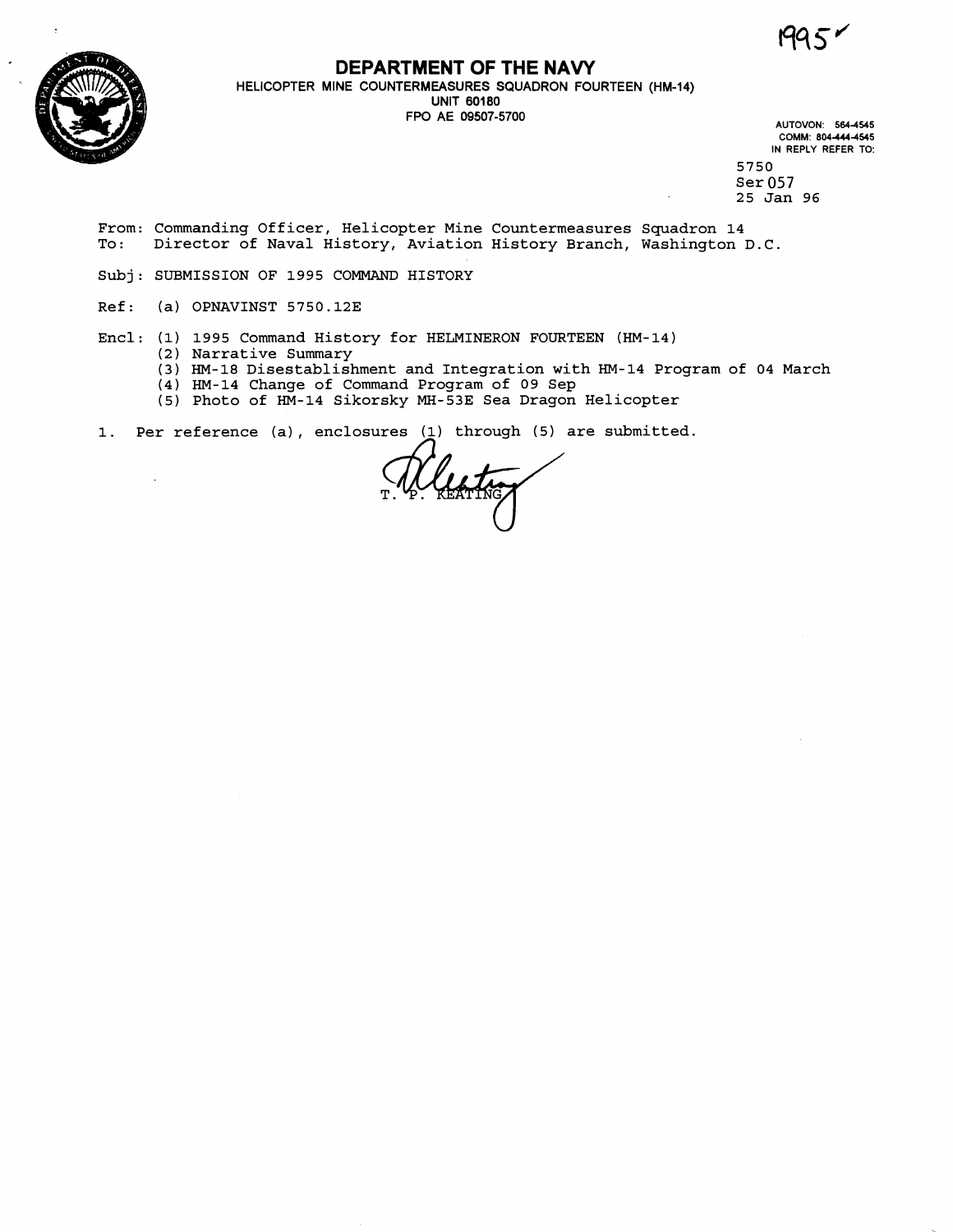1995✓

# DEPARTMENT OF THE NAVY

HELICOPTER MINE COUNTERMEASURES SQUADRON FOURTEEN (HM-14)
UNIT 60180
FPO AE 09507-5700

AUTOVON: 564-4545
COMM: 804-444-4545
IN REPLY REFER TO:

5750
Ser 057
25 Jan 96

From: Commanding Officer, Helicopter Mine Countermeasures Squadron 14
To: Director of Naval History, Aviation History Branch, Washington D.C.

Subj: SUBMISSION OF 1995 COMMAND HISTORY

Ref: (a) OPNAVINST 5750.12E

Encl: (1) 1995 Command History for HELMINERON FOURTEEN (HM-14)
(2) Narrative Summary
(3) HM-18 Disestablishment and Integration with HM-14 Program of 04 March
(4) HM-14 Change of Command Program of 09 Sep
(5) Photo of HM-14 Sikorsky MH-53E Sea Dragon Helicopter

1. Per reference (a), enclosures (1) through (5) are submitted.

T. P. KEATING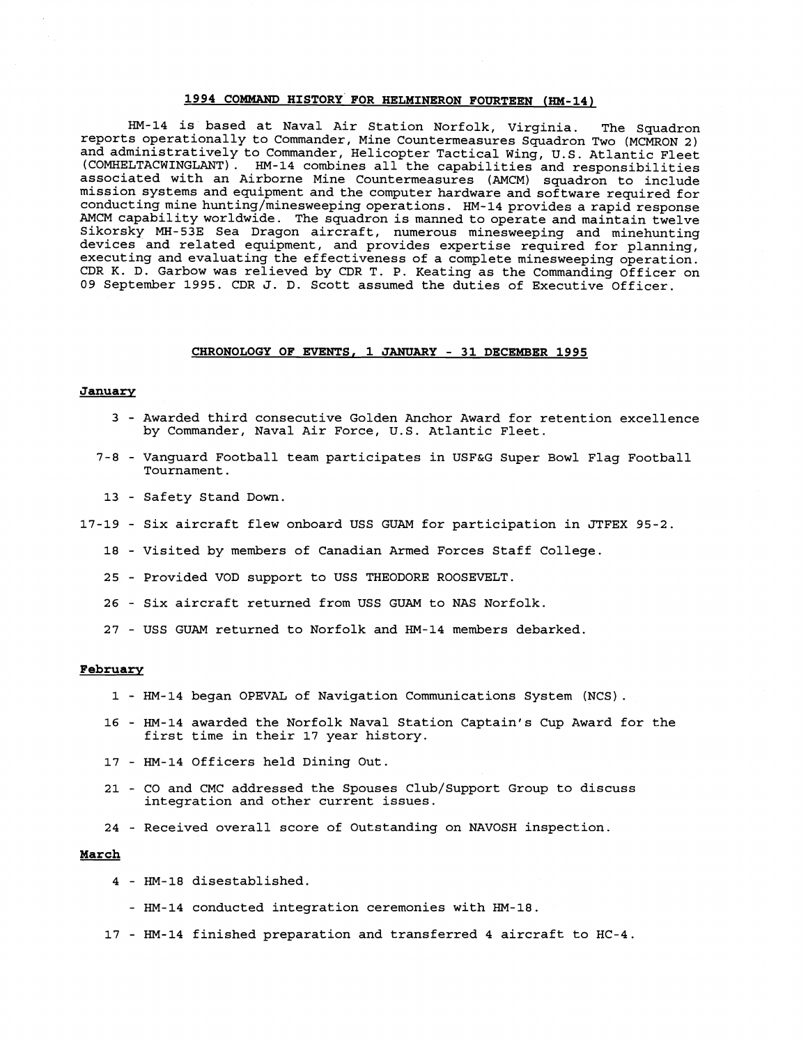## 1994 COMMAND HISTORY FOR HELMINERON FOURTEEN (HM-14)

HM-14 is based at Naval Air Station Norfolk, Virginia. The Squadron reports operationally to Commander, Mine Countermeasures Squadron Two (MCMRON 2) and administratively to Commander, Helicopter Tactical Wing, U.S. Atlantic Fleet (COMHELTACWINGLANT). HM-14 combines all the capabilities and responsibilities associated with an Airborne Mine Countermeasures (AMCM) squadron to include mission systems and equipment and the computer hardware and software required for conducting mine hunting/minesweeping operations. HM-14 provides a rapid response AMCM capability worldwide. The squadron is manned to operate and maintain twelve Sikorsky MH-53E Sea Dragon aircraft, numerous minesweeping and minehunting devices and related equipment, and provides expertise required for planning, executing and evaluating the effectiveness of a complete minesweeping operation. CDR K. D. Garbow was relieved by CDR T. P. Keating as the Commanding Officer on 09 September 1995. CDR J. D. Scott assumed the duties of Executive Officer.

## CHRONOLOGY OF EVENTS, 1 JANUARY - 31 DECEMBER 1995

### January

3 - Awarded third consecutive Golden Anchor Award for retention excellence by Commander, Naval Air Force, U.S. Atlantic Fleet.

7-8 - Vanguard Football team participates in USF&G Super Bowl Flag Football Tournament.

13 - Safety Stand Down.

17-19 - Six aircraft flew onboard USS GUAM for participation in JTFEX 95-2.

18 - Visited by members of Canadian Armed Forces Staff College.

25 - Provided VOD support to USS THEODORE ROOSEVELT.

26 - Six aircraft returned from USS GUAM to NAS Norfolk.

27 - USS GUAM returned to Norfolk and HM-14 members debarked.

### February

1 - HM-14 began OPEVAL of Navigation Communications System (NCS).

16 - HM-14 awarded the Norfolk Naval Station Captain's Cup Award for the first time in their 17 year history.

17 - HM-14 Officers held Dining Out.

21 - CO and CMC addressed the Spouses Club/Support Group to discuss integration and other current issues.

24 - Received overall score of Outstanding on NAVOSH inspection.

### March

4 - HM-18 disestablished.

- HM-14 conducted integration ceremonies with HM-18.

17 - HM-14 finished preparation and transferred 4 aircraft to HC-4.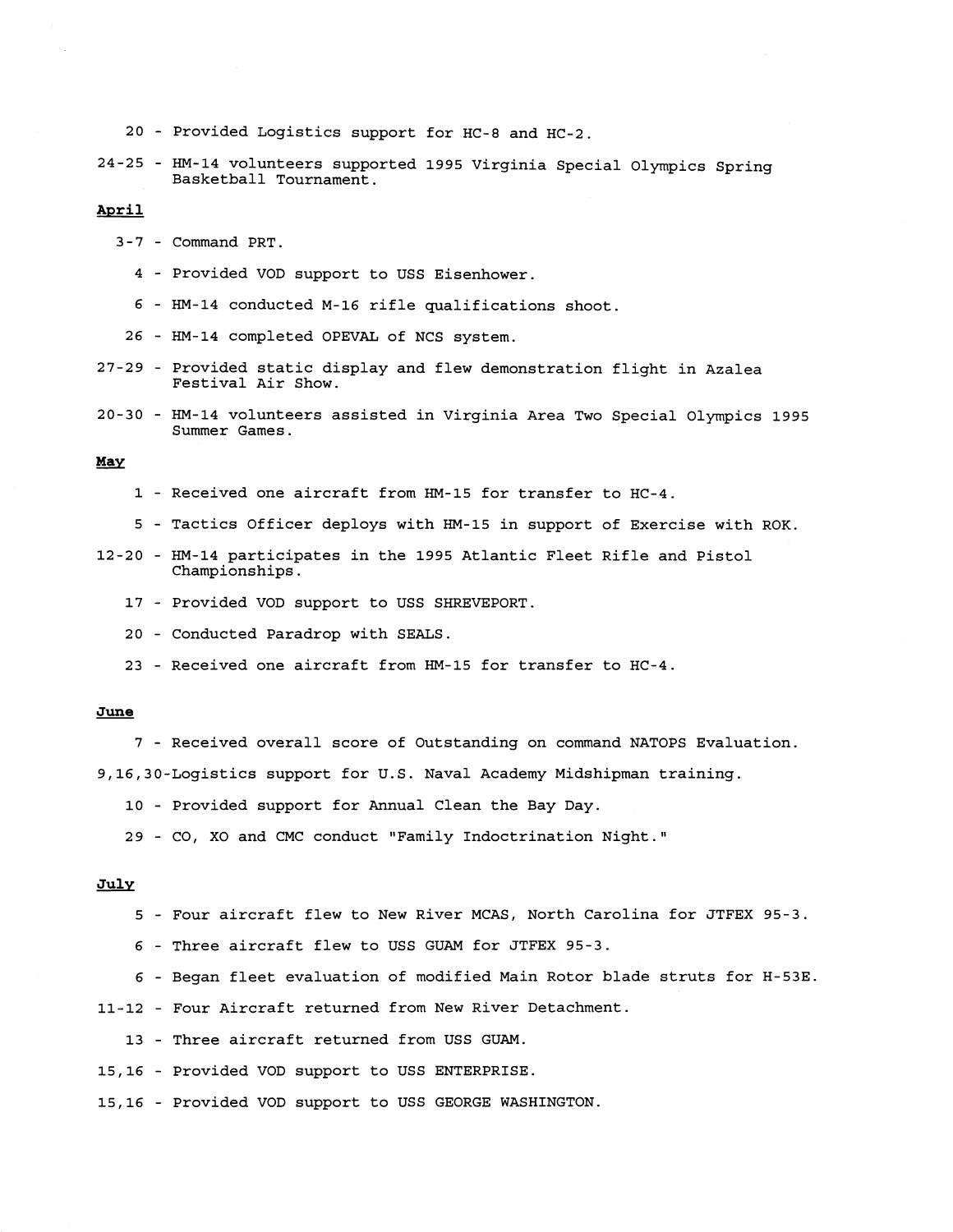20 - Provided Logistics support for HC-8 and HC-2.

24-25 - HM-14 volunteers supported 1995 Virginia Special Olympics Spring Basketball Tournament.

**April**

3-7 - Command PRT.

4 - Provided VOD support to USS Eisenhower.

6 - HM-14 conducted M-16 rifle qualifications shoot.

26 - HM-14 completed OPEVAL of NCS system.

27-29 - Provided static display and flew demonstration flight in Azalea Festival Air Show.

20-30 - HM-14 volunteers assisted in Virginia Area Two Special Olympics 1995 Summer Games.

**May**

1 - Received one aircraft from HM-15 for transfer to HC-4.

5 - Tactics Officer deploys with HM-15 in support of Exercise with ROK.

12-20 - HM-14 participates in the 1995 Atlantic Fleet Rifle and Pistol Championships.

17 - Provided VOD support to USS SHREVEPORT.

20 - Conducted Paradrop with SEALS.

23 - Received one aircraft from HM-15 for transfer to HC-4.

**June**

7 - Received overall score of Outstanding on command NATOPS Evaluation.

9,16,30-Logistics support for U.S. Naval Academy Midshipman training.

10 - Provided support for Annual Clean the Bay Day.

29 - CO, XO and CMC conduct "Family Indoctrination Night."

**July**

5 - Four aircraft flew to New River MCAS, North Carolina for JTFEX 95-3.

6 - Three aircraft flew to USS GUAM for JTFEX 95-3.

6 - Began fleet evaluation of modified Main Rotor blade struts for H-53E.

11-12 - Four Aircraft returned from New River Detachment.

13 - Three aircraft returned from USS GUAM.

15,16 - Provided VOD support to USS ENTERPRISE.

15,16 - Provided VOD support to USS GEORGE WASHINGTON.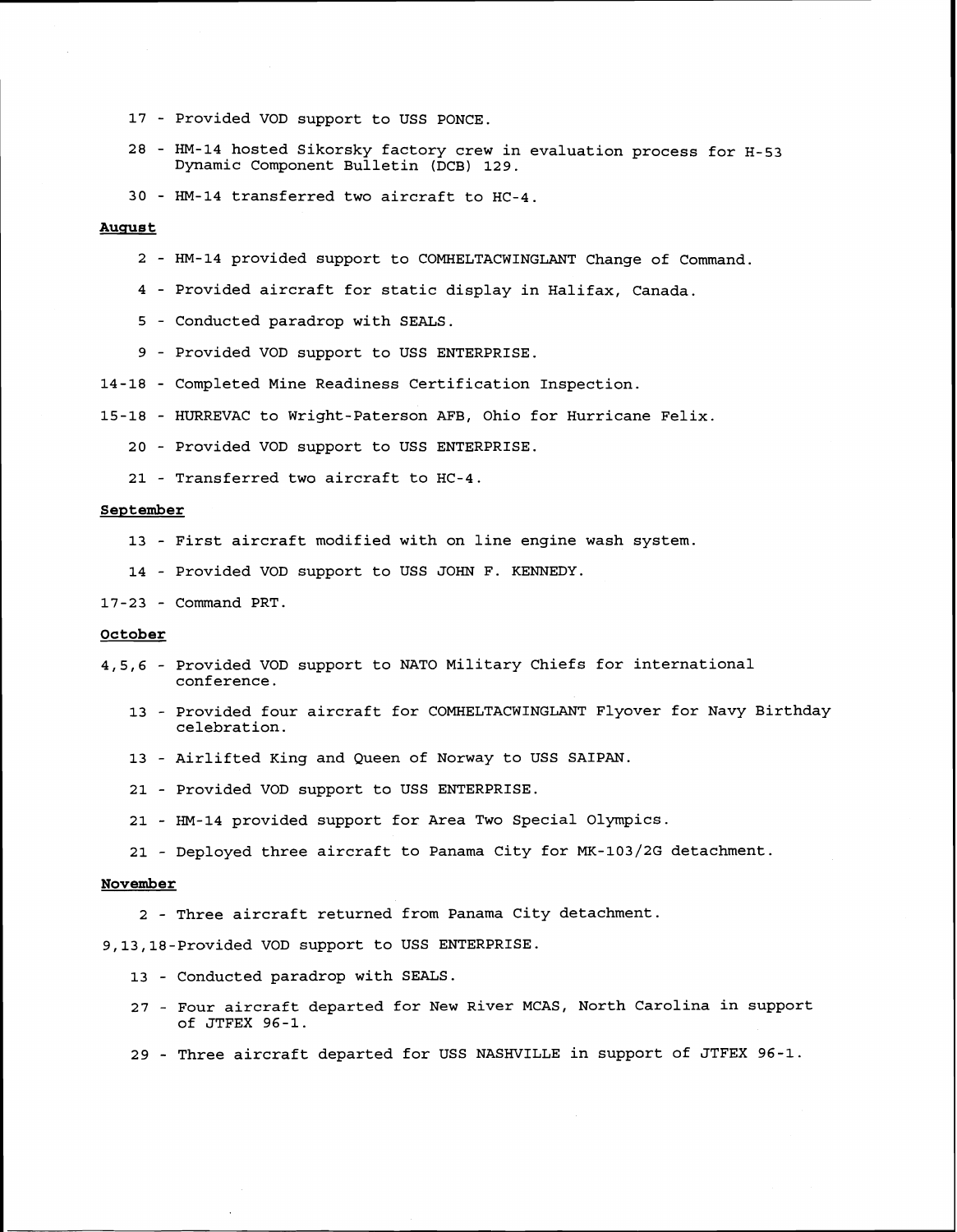17 - Provided VOD support to USS PONCE.

28 - HM-14 hosted Sikorsky factory crew in evaluation process for H-53 Dynamic Component Bulletin (DCB) 129.

30 - HM-14 transferred two aircraft to HC-4.

**August**

2 - HM-14 provided support to COMHELTACWINGLANT Change of Command.

4 - Provided aircraft for static display in Halifax, Canada.

5 - Conducted paradrop with SEALS.

9 - Provided VOD support to USS ENTERPRISE.

14-18 - Completed Mine Readiness Certification Inspection.

15-18 - HURREVAC to Wright-Paterson AFB, Ohio for Hurricane Felix.

20 - Provided VOD support to USS ENTERPRISE.

21 - Transferred two aircraft to HC-4.

**September**

13 - First aircraft modified with on line engine wash system.

14 - Provided VOD support to USS JOHN F. KENNEDY.

17-23 - Command PRT.

**October**

4,5,6 - Provided VOD support to NATO Military Chiefs for international conference.

13 - Provided four aircraft for COMHELTACWINGLANT Flyover for Navy Birthday celebration.

13 - Airlifted King and Queen of Norway to USS SAIPAN.

21 - Provided VOD support to USS ENTERPRISE.

21 - HM-14 provided support for Area Two Special Olympics.

21 - Deployed three aircraft to Panama City for MK-103/2G detachment.

**November**

2 - Three aircraft returned from Panama City detachment.

9,13,18-Provided VOD support to USS ENTERPRISE.

13 - Conducted paradrop with SEALS.

27 - Four aircraft departed for New River MCAS, North Carolina in support of JTFEX 96-1.

29 - Three aircraft departed for USS NASHVILLE in support of JTFEX 96-1.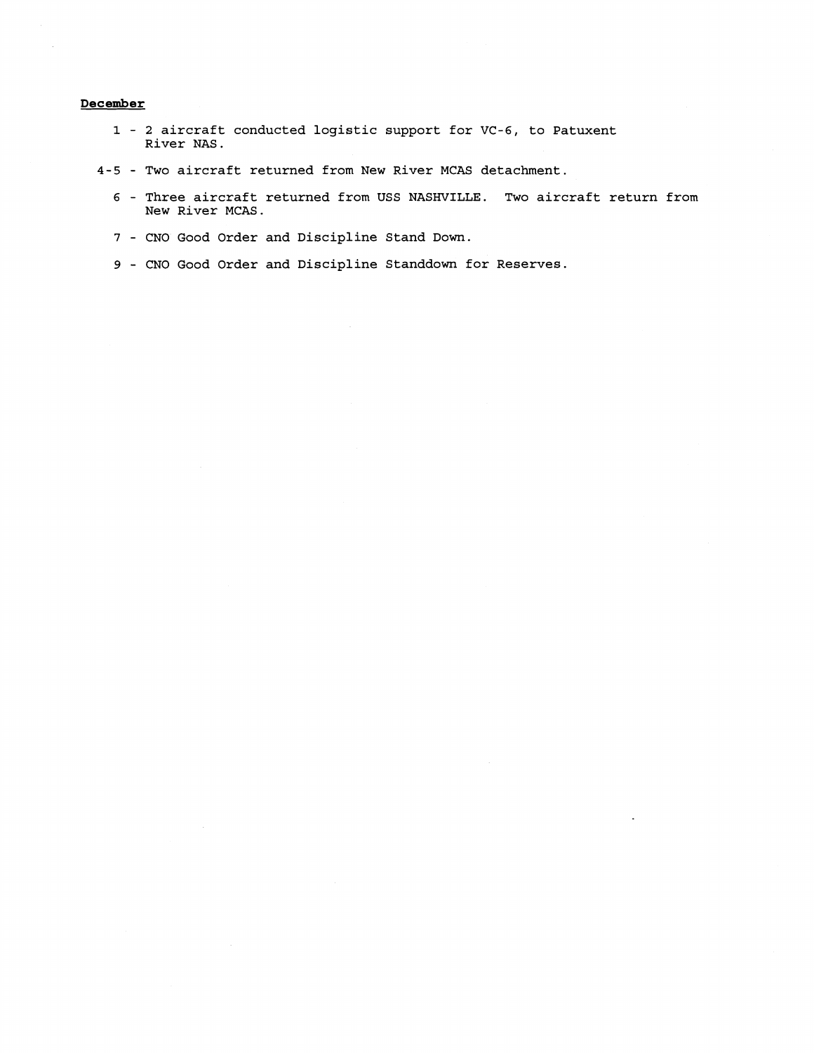**December**

1 - 2 aircraft conducted logistic support for VC-6, to Patuxent River NAS.

4-5 - Two aircraft returned from New River MCAS detachment.

6 - Three aircraft returned from USS NASHVILLE. Two aircraft return from New River MCAS.

7 - CNO Good Order and Discipline Stand Down.

9 - CNO Good Order and Discipline Standdown for Reserves.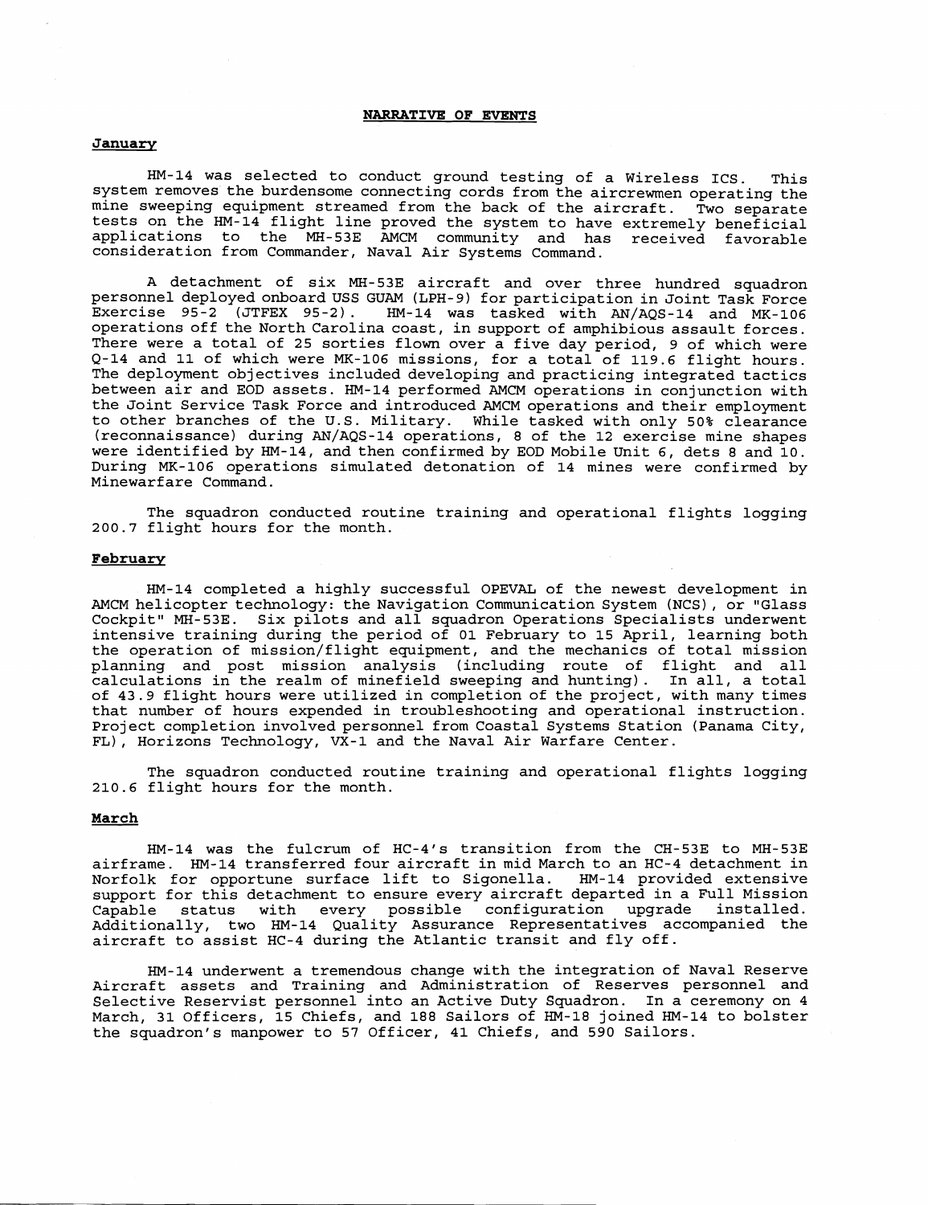## NARRATIVE OF EVENTS

### January

HM-14 was selected to conduct ground testing of a Wireless ICS. This system removes the burdensome connecting cords from the aircrewmen operating the mine sweeping equipment streamed from the back of the aircraft. Two separate tests on the HM-14 flight line proved the system to have extremely beneficial applications to the MH-53E AMCM community and has received favorable consideration from Commander, Naval Air Systems Command.

A detachment of six MH-53E aircraft and over three hundred squadron personnel deployed onboard USS GUAM (LPH-9) for participation in Joint Task Force Exercise 95-2 (JTFEX 95-2). HM-14 was tasked with AN/AQS-14 and MK-106 operations off the North Carolina coast, in support of amphibious assault forces. There were a total of 25 sorties flown over a five day period, 9 of which were Q-14 and 11 of which were MK-106 missions, for a total of 119.6 flight hours. The deployment objectives included developing and practicing integrated tactics between air and EOD assets. HM-14 performed AMCM operations in conjunction with the Joint Service Task Force and introduced AMCM operations and their employment to other branches of the U.S. Military. While tasked with only 50% clearance (reconnaissance) during AN/AQS-14 operations, 8 of the 12 exercise mine shapes were identified by HM-14, and then confirmed by EOD Mobile Unit 6, dets 8 and 10. During MK-106 operations simulated detonation of 14 mines were confirmed by Minewarfare Command.

The squadron conducted routine training and operational flights logging 200.7 flight hours for the month.

### February

HM-14 completed a highly successful OPEVAL of the newest development in AMCM helicopter technology: the Navigation Communication System (NCS), or "Glass Cockpit" MH-53E. Six pilots and all squadron Operations Specialists underwent intensive training during the period of 01 February to 15 April, learning both the operation of mission/flight equipment, and the mechanics of total mission planning and post mission analysis (including route of flight and all calculations in the realm of minefield sweeping and hunting). In all, a total of 43.9 flight hours were utilized in completion of the project, with many times that number of hours expended in troubleshooting and operational instruction. Project completion involved personnel from Coastal Systems Station (Panama City, FL), Horizons Technology, VX-1 and the Naval Air Warfare Center.

The squadron conducted routine training and operational flights logging 210.6 flight hours for the month.

### March

HM-14 was the fulcrum of HC-4's transition from the CH-53E to MH-53E airframe. HM-14 transferred four aircraft in mid March to an HC-4 detachment in Norfolk for opportune surface lift to Sigonella. HM-14 provided extensive support for this detachment to ensure every aircraft departed in a Full Mission Capable status with every possible configuration upgrade installed. Additionally, two HM-14 Quality Assurance Representatives accompanied the aircraft to assist HC-4 during the Atlantic transit and fly off.

HM-14 underwent a tremendous change with the integration of Naval Reserve Aircraft assets and Training and Administration of Reserves personnel and Selective Reservist personnel into an Active Duty Squadron. In a ceremony on 4 March, 31 Officers, 15 Chiefs, and 188 Sailors of HM-18 joined HM-14 to bolster the squadron's manpower to 57 Officer, 41 Chiefs, and 590 Sailors.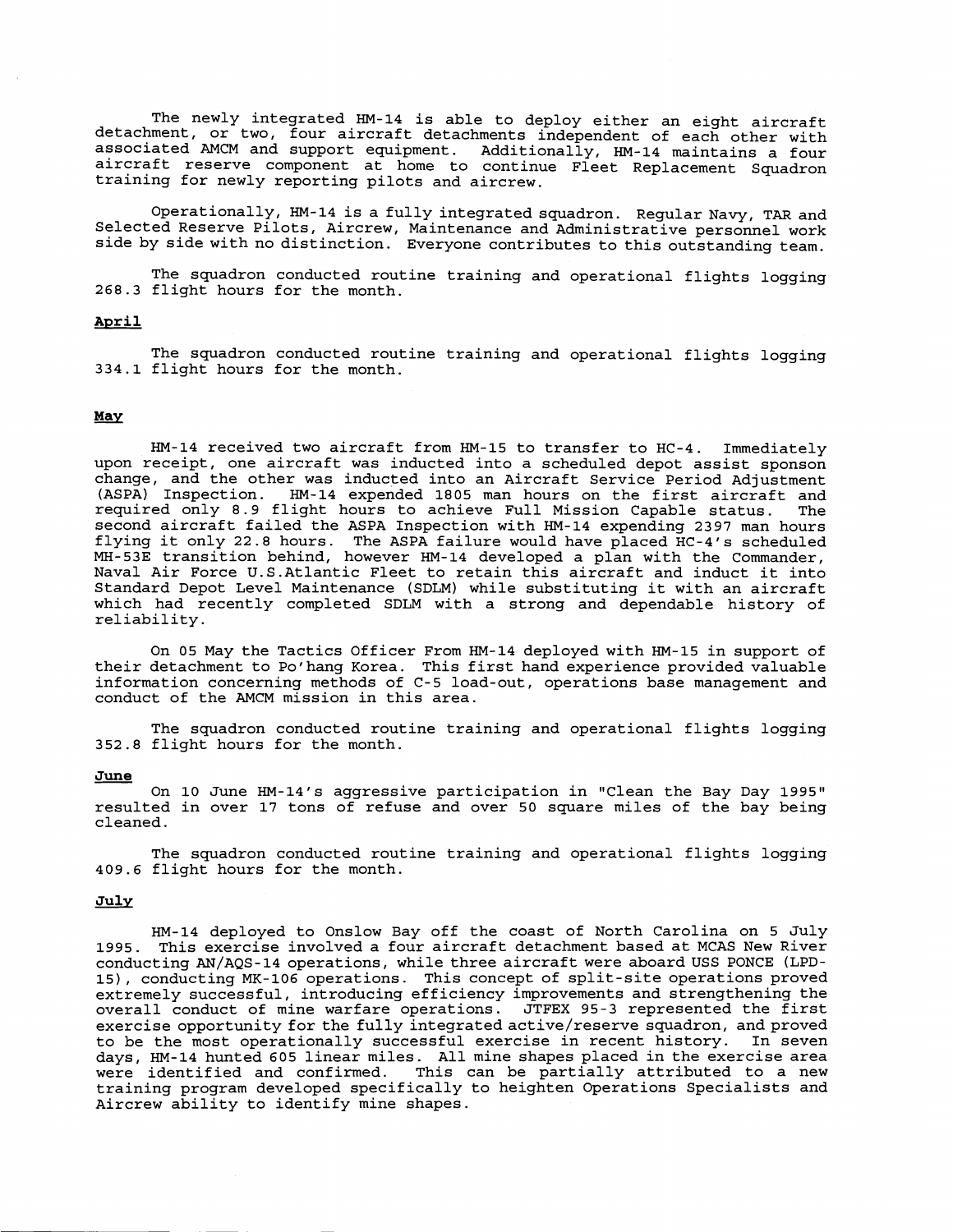The newly integrated HM-14 is able to deploy either an eight aircraft detachment, or two, four aircraft detachments independent of each other with associated AMCM and support equipment. Additionally, HM-14 maintains a four aircraft reserve component at home to continue Fleet Replacement Squadron training for newly reporting pilots and aircrew.

Operationally, HM-14 is a fully integrated squadron. Regular Navy, TAR and Selected Reserve Pilots, Aircrew, Maintenance and Administrative personnel work side by side with no distinction. Everyone contributes to this outstanding team.

The squadron conducted routine training and operational flights logging 268.3 flight hours for the month.

**April**

The squadron conducted routine training and operational flights logging 334.1 flight hours for the month.

**May**

HM-14 received two aircraft from HM-15 to transfer to HC-4. Immediately upon receipt, one aircraft was inducted into a scheduled depot assist sponson change, and the other was inducted into an Aircraft Service Period Adjustment (ASPA) Inspection. HM-14 expended 1805 man hours on the first aircraft and required only 8.9 flight hours to achieve Full Mission Capable status. The second aircraft failed the ASPA Inspection with HM-14 expending 2397 man hours flying it only 22.8 hours. The ASPA failure would have placed HC-4's scheduled MH-53E transition behind, however HM-14 developed a plan with the Commander, Naval Air Force U.S.Atlantic Fleet to retain this aircraft and induct it into Standard Depot Level Maintenance (SDLM) while substituting it with an aircraft which had recently completed SDLM with a strong and dependable history of reliability.

On 05 May the Tactics Officer From HM-14 deployed with HM-15 in support of their detachment to Po'hang Korea. This first hand experience provided valuable information concerning methods of C-5 load-out, operations base management and conduct of the AMCM mission in this area.

The squadron conducted routine training and operational flights logging 352.8 flight hours for the month.

**June**

On 10 June HM-14's aggressive participation in "Clean the Bay Day 1995" resulted in over 17 tons of refuse and over 50 square miles of the bay being cleaned.

The squadron conducted routine training and operational flights logging 409.6 flight hours for the month.

**July**

HM-14 deployed to Onslow Bay off the coast of North Carolina on 5 July 1995. This exercise involved a four aircraft detachment based at MCAS New River conducting AN/AQS-14 operations, while three aircraft were aboard USS PONCE (LPD-15), conducting MK-106 operations. This concept of split-site operations proved extremely successful, introducing efficiency improvements and strengthening the overall conduct of mine warfare operations. JTFEX 95-3 represented the first exercise opportunity for the fully integrated active/reserve squadron, and proved to be the most operationally successful exercise in recent history. In seven days, HM-14 hunted 605 linear miles. All mine shapes placed in the exercise area were identified and confirmed. This can be partially attributed to a new training program developed specifically to heighten Operations Specialists and Aircrew ability to identify mine shapes.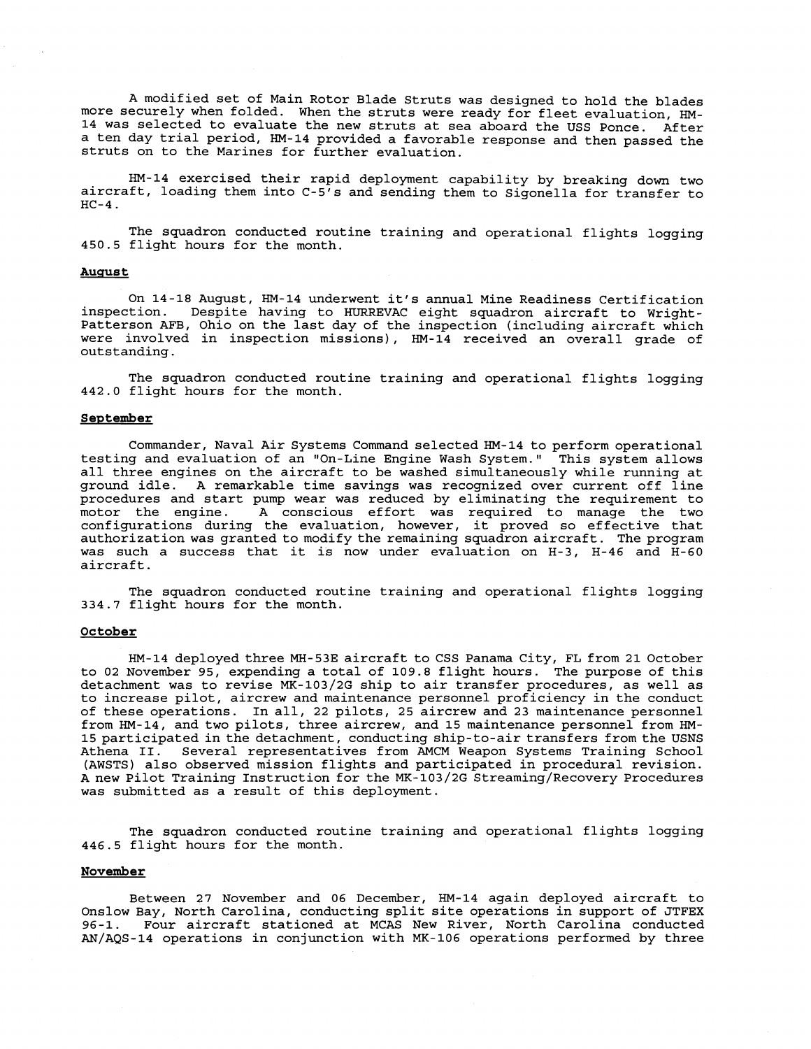A modified set of Main Rotor Blade Struts was designed to hold the blades more securely when folded. When the struts were ready for fleet evaluation, HM-14 was selected to evaluate the new struts at sea aboard the USS Ponce. After a ten day trial period, HM-14 provided a favorable response and then passed the struts on to the Marines for further evaluation.

HM-14 exercised their rapid deployment capability by breaking down two aircraft, loading them into C-5's and sending them to Sigonella for transfer to HC-4.

The squadron conducted routine training and operational flights logging 450.5 flight hours for the month.

**August**

On 14-18 August, HM-14 underwent it's annual Mine Readiness Certification inspection. Despite having to HURREVAC eight squadron aircraft to Wright-Patterson AFB, Ohio on the last day of the inspection (including aircraft which were involved in inspection missions), HM-14 received an overall grade of outstanding.

The squadron conducted routine training and operational flights logging 442.0 flight hours for the month.

**September**

Commander, Naval Air Systems Command selected HM-14 to perform operational testing and evaluation of an "On-Line Engine Wash System." This system allows all three engines on the aircraft to be washed simultaneously while running at ground idle. A remarkable time savings was recognized over current off line procedures and start pump wear was reduced by eliminating the requirement to motor the engine. A conscious effort was required to manage the two configurations during the evaluation, however, it proved so effective that authorization was granted to modify the remaining squadron aircraft. The program was such a success that it is now under evaluation on H-3, H-46 and H-60 aircraft.

The squadron conducted routine training and operational flights logging 334.7 flight hours for the month.

**October**

HM-14 deployed three MH-53E aircraft to CSS Panama City, FL from 21 October to 02 November 95, expending a total of 109.8 flight hours. The purpose of this detachment was to revise MK-103/2G ship to air transfer procedures, as well as to increase pilot, aircrew and maintenance personnel proficiency in the conduct of these operations. In all, 22 pilots, 25 aircrew and 23 maintenance personnel from HM-14, and two pilots, three aircrew, and 15 maintenance personnel from HM-15 participated in the detachment, conducting ship-to-air transfers from the USNS Athena II. Several representatives from AMCM Weapon Systems Training School (AWSTS) also observed mission flights and participated in procedural revision. A new Pilot Training Instruction for the MK-103/2G Streaming/Recovery Procedures was submitted as a result of this deployment.

The squadron conducted routine training and operational flights logging 446.5 flight hours for the month.

**November**

Between 27 November and 06 December, HM-14 again deployed aircraft to Onslow Bay, North Carolina, conducting split site operations in support of JTFEX 96-1. Four aircraft stationed at MCAS New River, North Carolina conducted AN/AQS-14 operations in conjunction with MK-106 operations performed by three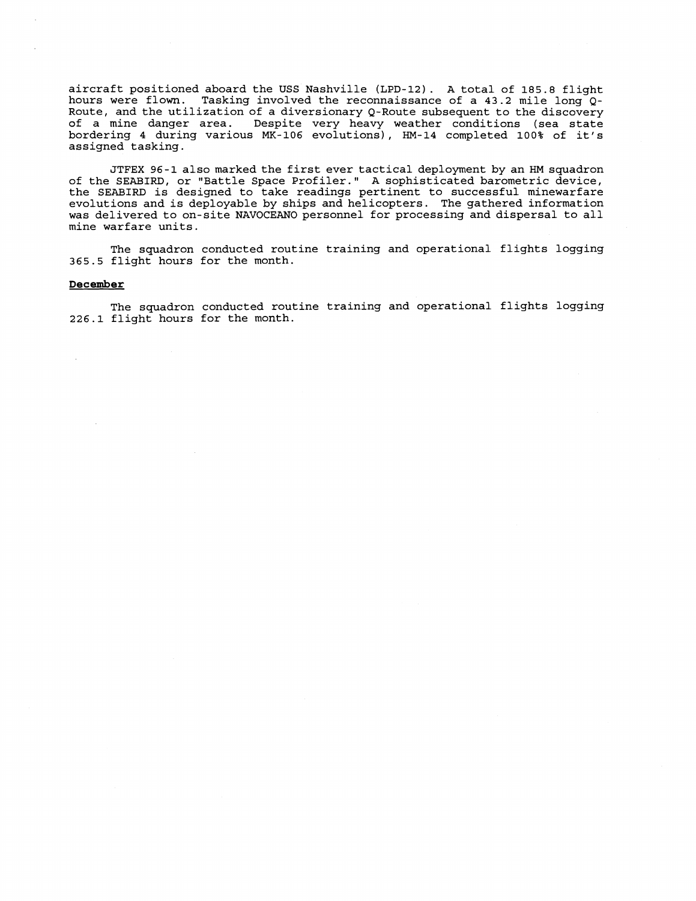aircraft positioned aboard the USS Nashville (LPD-12). A total of 185.8 flight hours were flown. Tasking involved the reconnaissance of a 43.2 mile long Q-Route, and the utilization of a diversionary Q-Route subsequent to the discovery of a mine danger area. Despite very heavy weather conditions (sea state bordering 4 during various MK-106 evolutions), HM-14 completed 100% of it's assigned tasking.

JTFEX 96-1 also marked the first ever tactical deployment by an HM squadron of the SEABIRD, or "Battle Space Profiler." A sophisticated barometric device, the SEABIRD is designed to take readings pertinent to successful minewarfare evolutions and is deployable by ships and helicopters. The gathered information was delivered to on-site NAVOCEANO personnel for processing and dispersal to all mine warfare units.

The squadron conducted routine training and operational flights logging 365.5 flight hours for the month.

**December**

The squadron conducted routine training and operational flights logging 226.1 flight hours for the month.